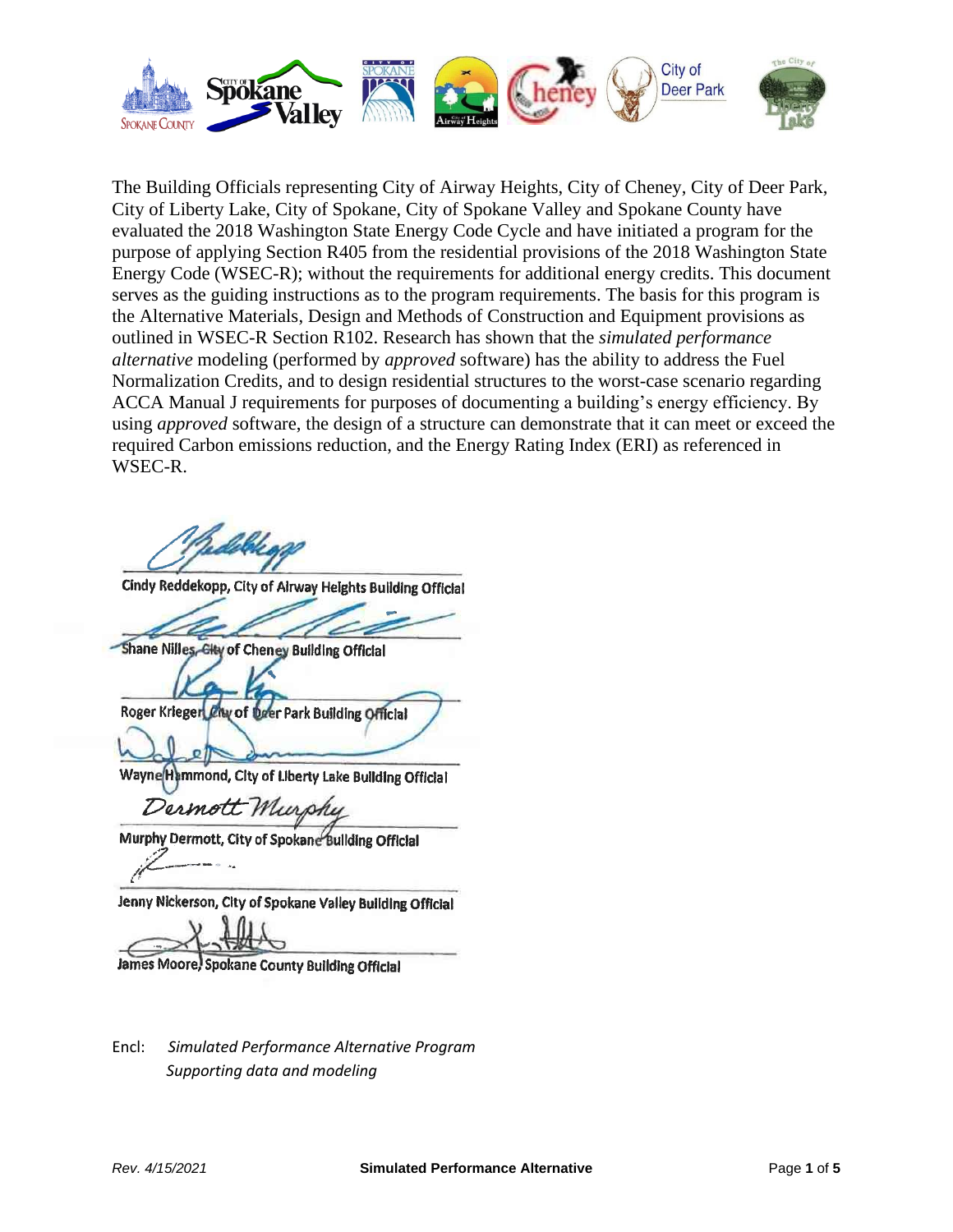The Building Officials representing City of Airway Heights, City of Cheney, City of Deer Park, City of Liberty Lake, City of Spokane, City of Spokane Valley and Spokane County have evaluated the 2018 Washington State Energy Code Cycle and have initiated a program for the purpose of applying Section R405 from the residential provisions of the 2018 Washington State Energy Code (WSEC-R); without the requirements for additional energy credits. This document serves as the guiding instructions as to the program requirements. The basis for this program is the Alternative Materials, Design and Methods of Construction and Equipment provisions as outlined in WSEC-R Section R102. Research has shown that the *simulated performance alternative* modeling (performed by *approved* software) has the ability to address the Fuel Normalization Credits, and to design residential structures to the worst-case scenario regarding ACCA Manual J requirements for purposes of documenting a building's energy efficiency. By using *approved* software, the design of a structure can demonstrate that it can meet or exceed the required Carbon emissions reduction, and the Energy Rating Index (ERI) as referenced in WSEC-R.

Cindy Reddekopp, City of Airway Heights Building Official

Shane Nilles, City of Cheney Building Official

Roger Krieger, City of Deer Park Building Official

Wayne Hammond, City of Liberty Lake Building Official

Murphy Dermott, City of Spokane Building Official

Jenny Nickerson, City of Spokane Valley Building Official

James Moore, Spokane County Building Official

Encl: *Simulated Performance Alternative Program*
*Supporting data and modeling*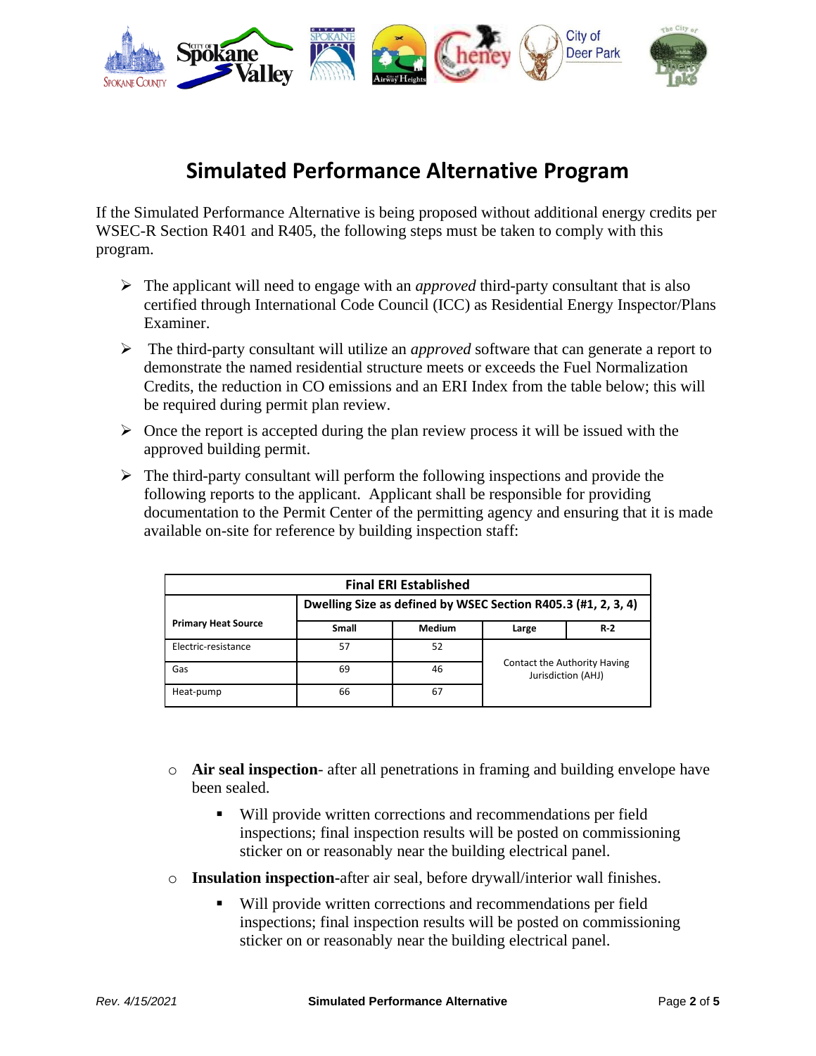# Simulated Performance Alternative Program

If the Simulated Performance Alternative is being proposed without additional energy credits per WSEC-R Section R401 and R405, the following steps must be taken to comply with this program.

- The applicant will need to engage with an *approved* third-party consultant that is also certified through International Code Council (ICC) as Residential Energy Inspector/Plans Examiner.
- The third-party consultant will utilize an *approved* software that can generate a report to demonstrate the named residential structure meets or exceeds the Fuel Normalization Credits, the reduction in CO emissions and an ERI Index from the table below; this will be required during permit plan review.
- Once the report is accepted during the plan review process it will be issued with the approved building permit.
- The third-party consultant will perform the following inspections and provide the following reports to the applicant. Applicant shall be responsible for providing documentation to the Permit Center of the permitting agency and ensuring that it is made available on-site for reference by building inspection staff:

| Final ERI Established | | | | |
|---|---|---|---|---|
| **Primary Heat Source** | **Dwelling Size as defined by WSEC Section R405.3 (#1, 2, 3, 4)** | | | |
| | **Small** | **Medium** | **Large** | **R-2** |
| Electric-resistance | 57 | 52 | Contact the Authority Having Jurisdiction (AHJ) | |
| Gas | 69 | 46 | | |
| Heat-pump | 66 | 67 | | |

- **Air seal inspection**- after all penetrations in framing and building envelope have been sealed.
  - Will provide written corrections and recommendations per field inspections; final inspection results will be posted on commissioning sticker on or reasonably near the building electrical panel.
- **Insulation inspection**-after air seal, before drywall/interior wall finishes.
  - Will provide written corrections and recommendations per field inspections; final inspection results will be posted on commissioning sticker on or reasonably near the building electrical panel.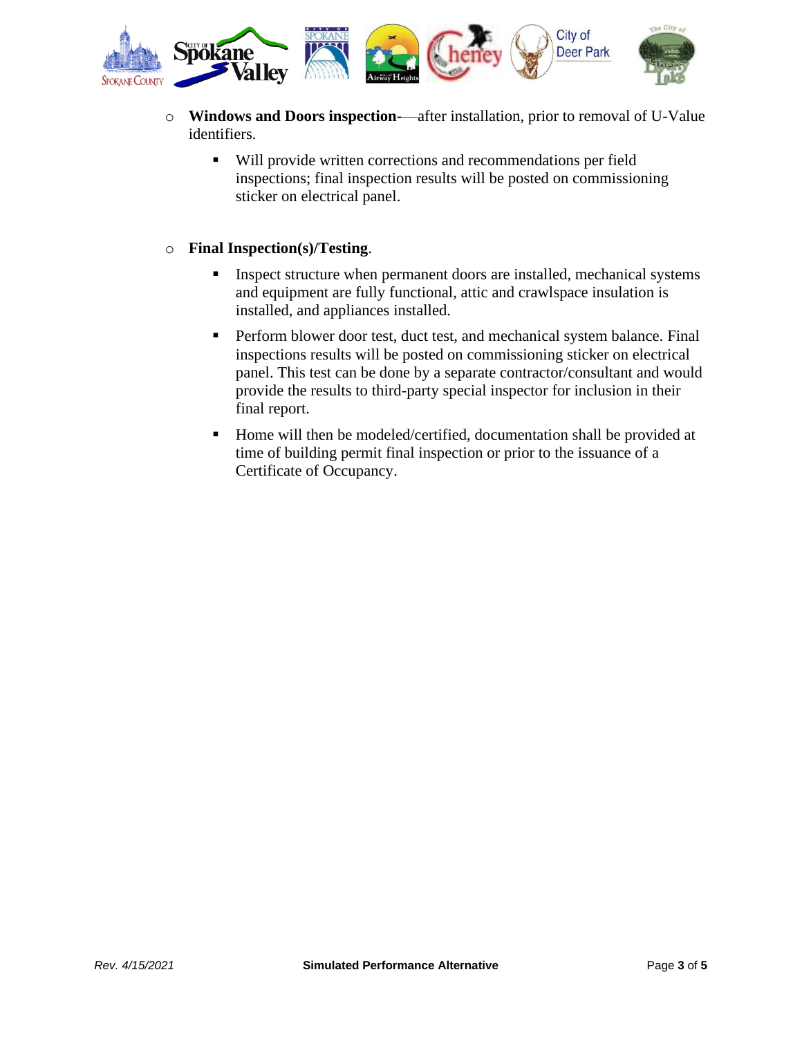- **Windows and Doors inspection-**—after installation, prior to removal of U-Value identifiers.
    - Will provide written corrections and recommendations per field inspections; final inspection results will be posted on commissioning sticker on electrical panel.

- **Final Inspection(s)/Testing**.
    - Inspect structure when permanent doors are installed, mechanical systems and equipment are fully functional, attic and crawlspace insulation is installed, and appliances installed.
    - Perform blower door test, duct test, and mechanical system balance. Final inspections results will be posted on commissioning sticker on electrical panel. This test can be done by a separate contractor/consultant and would provide the results to third-party special inspector for inclusion in their final report.
    - Home will then be modeled/certified, documentation shall be provided at time of building permit final inspection or prior to the issuance of a Certificate of Occupancy.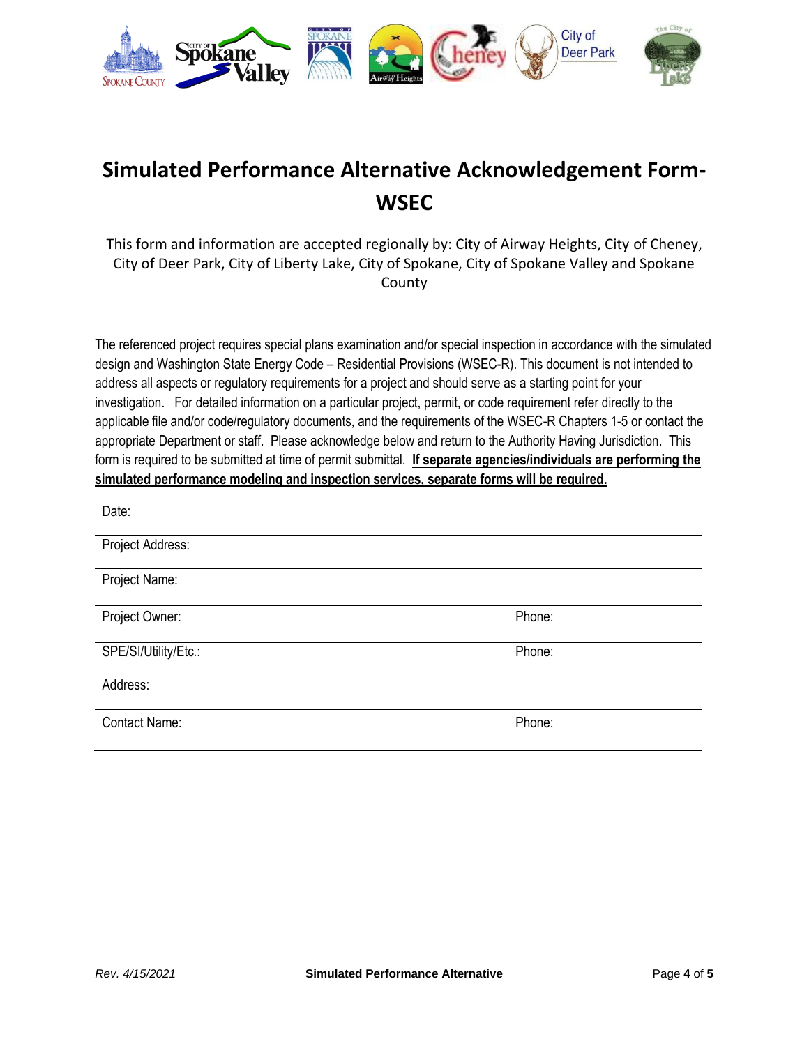# Simulated Performance Alternative Acknowledgement Form-WSEC

This form and information are accepted regionally by: City of Airway Heights, City of Cheney, City of Deer Park, City of Liberty Lake, City of Spokane, City of Spokane Valley and Spokane County

The referenced project requires special plans examination and/or special inspection in accordance with the simulated design and Washington State Energy Code – Residential Provisions (WSEC-R). This document is not intended to address all aspects or regulatory requirements for a project and should serve as a starting point for your investigation. For detailed information on a particular project, permit, or code requirement refer directly to the applicable file and/or code/regulatory documents, and the requirements of the WSEC-R Chapters 1-5 or contact the appropriate Department or staff. Please acknowledge below and return to the Authority Having Jurisdiction. This form is required to be submitted at time of permit submittal. **If separate agencies/individuals are performing the simulated performance modeling and inspection services, separate forms will be required.**

Date:

Project Address:

Project Name:

Project Owner: Phone:

SPE/SI/Utility/Etc.: Phone:

Address:

Contact Name: Phone: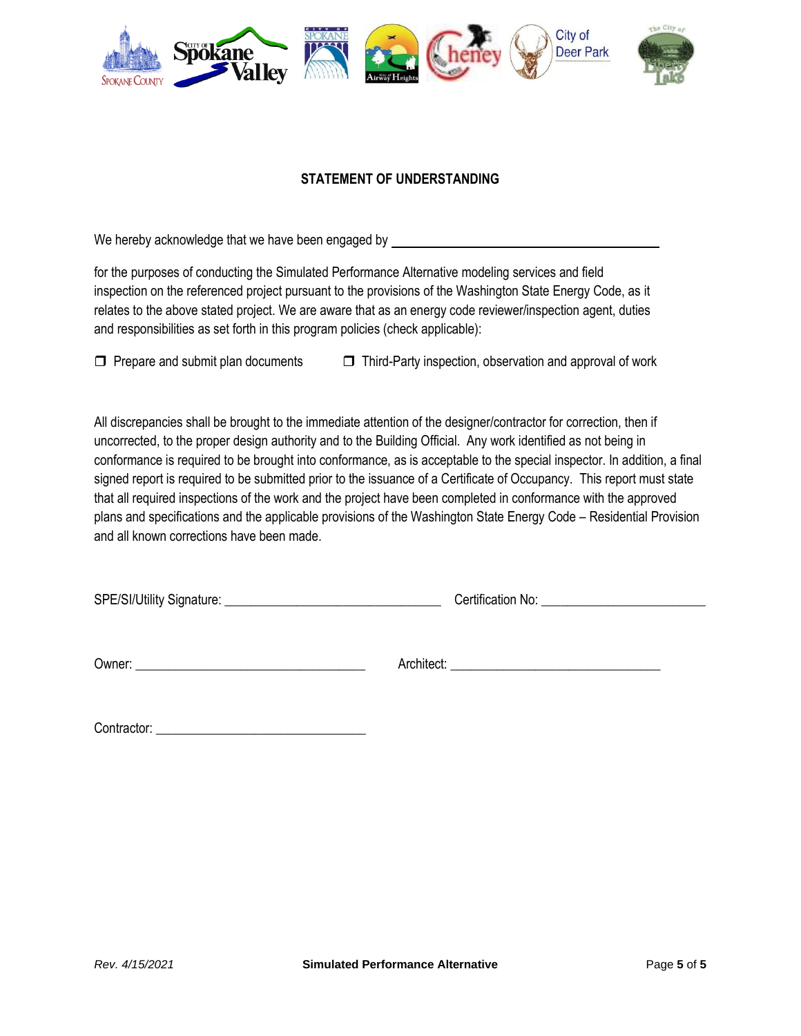## STATEMENT OF UNDERSTANDING

We hereby acknowledge that we have been engaged by ______________________________________

for the purposes of conducting the Simulated Performance Alternative modeling services and field inspection on the referenced project pursuant to the provisions of the Washington State Energy Code, as it relates to the above stated project. We are aware that as an energy code reviewer/inspection agent, duties and responsibilities as set forth in this program policies (check applicable):

❒ Prepare and submit plan documents    ❒ Third-Party inspection, observation and approval of work

All discrepancies shall be brought to the immediate attention of the designer/contractor for correction, then if uncorrected, to the proper design authority and to the Building Official. Any work identified as not being in conformance is required to be brought into conformance, as is acceptable to the special inspector. In addition, a final signed report is required to be submitted prior to the issuance of a Certificate of Occupancy. This report must state that all required inspections of the work and the project have been completed in conformance with the approved plans and specifications and the applicable provisions of the Washington State Energy Code – Residential Provision and all known corrections have been made.

SPE/SI/Utility Signature: ________________________________ Certification No: ________________________

Owner: __________________________________ Architect: ________________________________

Contractor: _______________________________